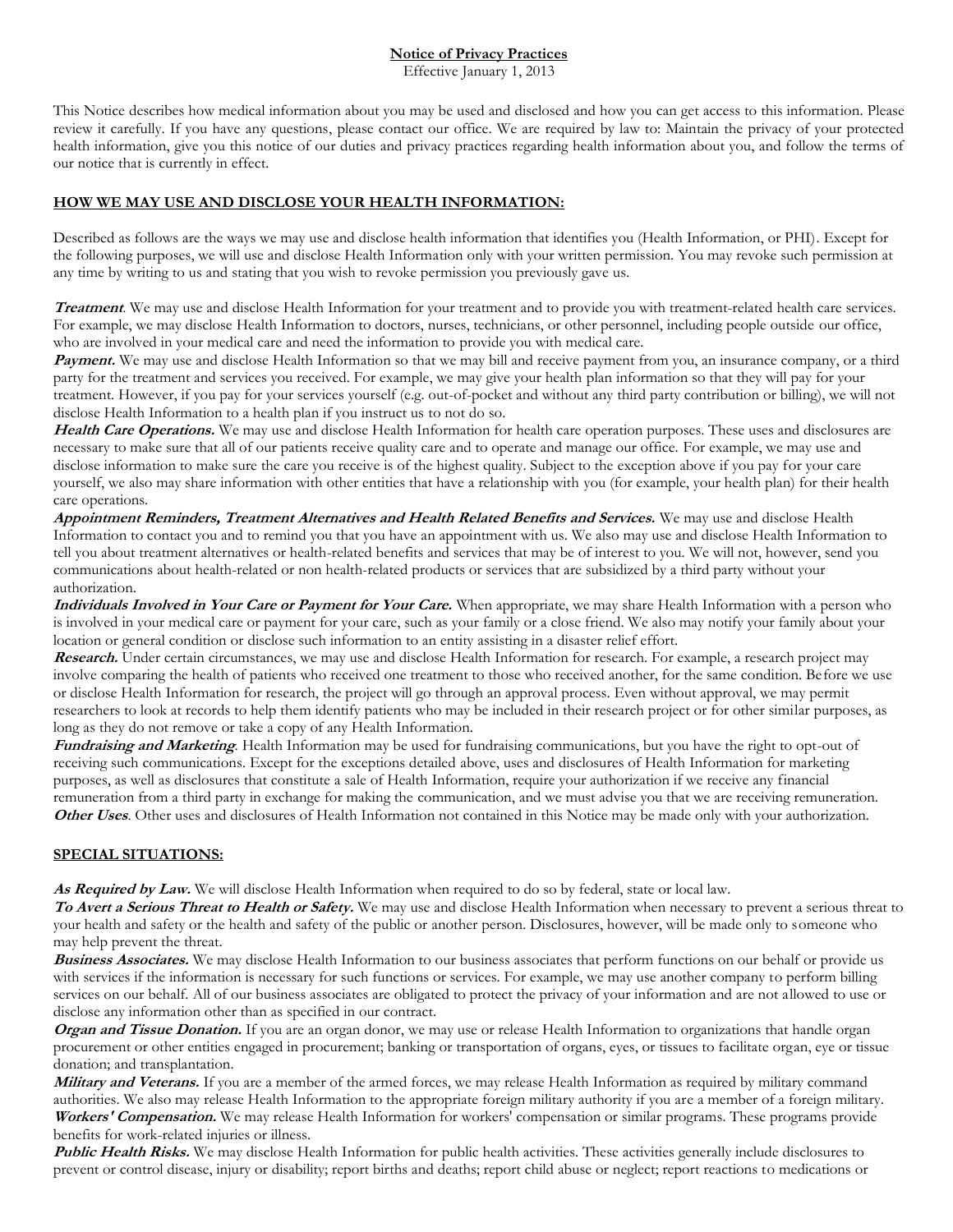**Notice of Privacy Practices**

Effective January 1, 2013

This Notice describes how medical information about you may be used and disclosed and how you can get access to this information. Please review it carefully. If you have any questions, please contact our office. We are required by law to: Maintain the privacy of your protected health information, give you this notice of our duties and privacy practices regarding health information about you, and follow the terms of our notice that is currently in effect.

## HOW WE MAY USE AND DISCLOSE YOUR HEALTH INFORMATION:

Described as follows are the ways we may use and disclose health information that identifies you (Health Information, or PHI). Except for the following purposes, we will use and disclose Health Information only with your written permission. You may revoke such permission at any time by writing to us and stating that you wish to revoke permission you previously gave us.

***Treatment***. We may use and disclose Health Information for your treatment and to provide you with treatment-related health care services. For example, we may disclose Health Information to doctors, nurses, technicians, or other personnel, including people outside our office, who are involved in your medical care and need the information to provide you with medical care.

***Payment.*** We may use and disclose Health Information so that we may bill and receive payment from you, an insurance company, or a third party for the treatment and services you received. For example, we may give your health plan information so that they will pay for your treatment. However, if you pay for your services yourself (e.g. out-of-pocket and without any third party contribution or billing), we will not disclose Health Information to a health plan if you instruct us to not do so.

***Health Care Operations.*** We may use and disclose Health Information for health care operation purposes. These uses and disclosures are necessary to make sure that all of our patients receive quality care and to operate and manage our office. For example, we may use and disclose information to make sure the care you receive is of the highest quality. Subject to the exception above if you pay for your care yourself, we also may share information with other entities that have a relationship with you (for example, your health plan) for their health care operations.

***Appointment Reminders, Treatment Alternatives and Health Related Benefits and Services.*** We may use and disclose Health Information to contact you and to remind you that you have an appointment with us. We also may use and disclose Health Information to tell you about treatment alternatives or health-related benefits and services that may be of interest to you. We will not, however, send you communications about health-related or non health-related products or services that are subsidized by a third party without your authorization.

***Individuals Involved in Your Care or Payment for Your Care.*** When appropriate, we may share Health Information with a person who is involved in your medical care or payment for your care, such as your family or a close friend. We also may notify your family about your location or general condition or disclose such information to an entity assisting in a disaster relief effort.

***Research.*** Under certain circumstances, we may use and disclose Health Information for research. For example, a research project may involve comparing the health of patients who received one treatment to those who received another, for the same condition. Before we use or disclose Health Information for research, the project will go through an approval process. Even without approval, we may permit researchers to look at records to help them identify patients who may be included in their research project or for other similar purposes, as long as they do not remove or take a copy of any Health Information.

***Fundraising and Marketing***. Health Information may be used for fundraising communications, but you have the right to opt-out of receiving such communications. Except for the exceptions detailed above, uses and disclosures of Health Information for marketing purposes, as well as disclosures that constitute a sale of Health Information, require your authorization if we receive any financial remuneration from a third party in exchange for making the communication, and we must advise you that we are receiving remuneration.

***Other Uses***. Other uses and disclosures of Health Information not contained in this Notice may be made only with your authorization.

## SPECIAL SITUATIONS:

***As Required by Law.*** We will disclose Health Information when required to do so by federal, state or local law.

***To Avert a Serious Threat to Health or Safety.*** We may use and disclose Health Information when necessary to prevent a serious threat to your health and safety or the health and safety of the public or another person. Disclosures, however, will be made only to someone who may help prevent the threat.

***Business Associates.*** We may disclose Health Information to our business associates that perform functions on our behalf or provide us with services if the information is necessary for such functions or services. For example, we may use another company to perform billing services on our behalf. All of our business associates are obligated to protect the privacy of your information and are not allowed to use or disclose any information other than as specified in our contract.

***Organ and Tissue Donation.*** If you are an organ donor, we may use or release Health Information to organizations that handle organ procurement or other entities engaged in procurement; banking or transportation of organs, eyes, or tissues to facilitate organ, eye or tissue donation; and transplantation.

***Military and Veterans.*** If you are a member of the armed forces, we may release Health Information as required by military command authorities. We also may release Health Information to the appropriate foreign military authority if you are a member of a foreign military.

***Workers' Compensation.*** We may release Health Information for workers' compensation or similar programs. These programs provide benefits for work-related injuries or illness.

***Public Health Risks.*** We may disclose Health Information for public health activities. These activities generally include disclosures to prevent or control disease, injury or disability; report births and deaths; report child abuse or neglect; report reactions to medications or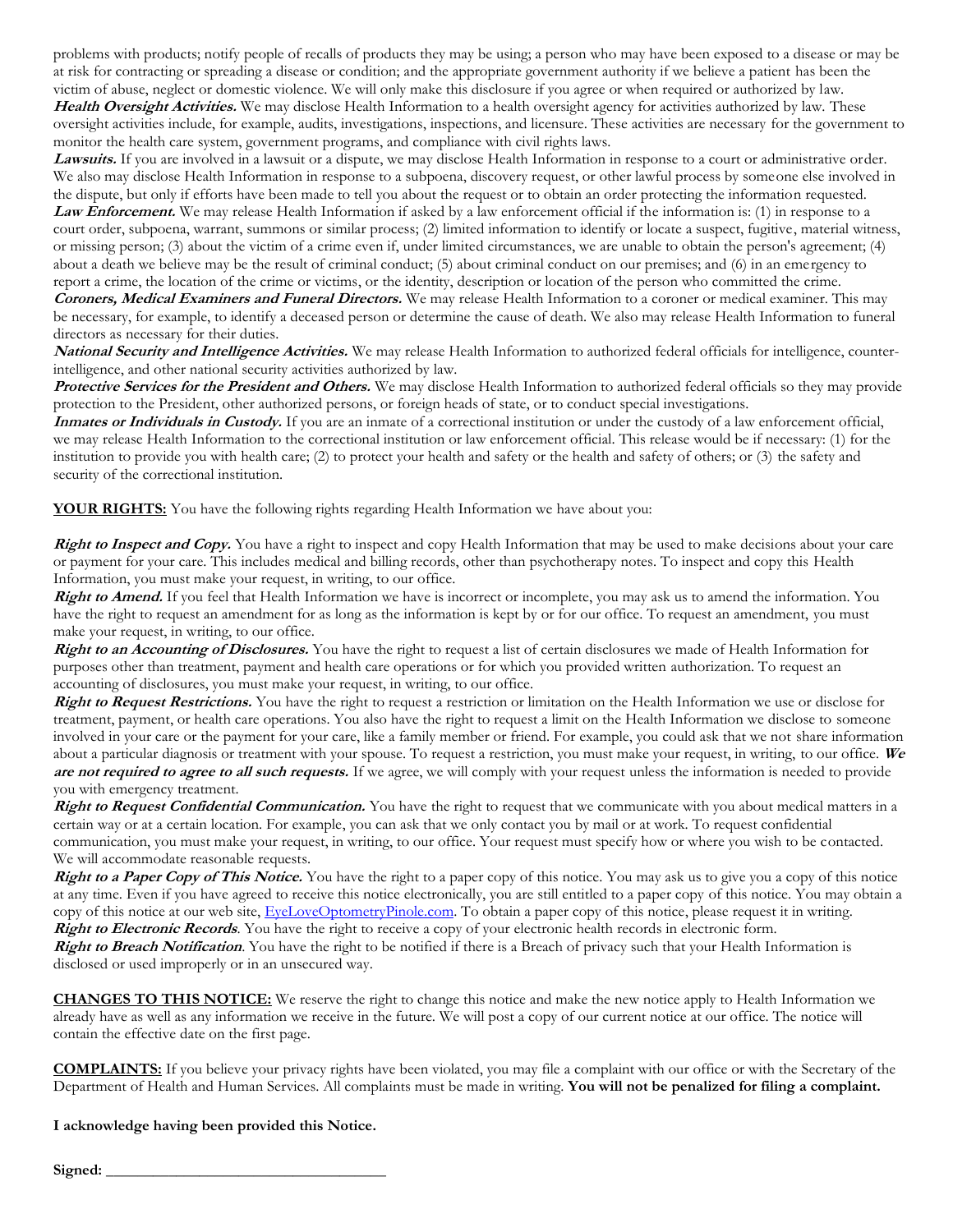problems with products; notify people of recalls of products they may be using; a person who may have been exposed to a disease or may be at risk for contracting or spreading a disease or condition; and the appropriate government authority if we believe a patient has been the victim of abuse, neglect or domestic violence. We will only make this disclosure if you agree or when required or authorized by law.

***Health Oversight Activities.*** We may disclose Health Information to a health oversight agency for activities authorized by law. These oversight activities include, for example, audits, investigations, inspections, and licensure. These activities are necessary for the government to monitor the health care system, government programs, and compliance with civil rights laws.

***Lawsuits.*** If you are involved in a lawsuit or a dispute, we may disclose Health Information in response to a court or administrative order. We also may disclose Health Information in response to a subpoena, discovery request, or other lawful process by someone else involved in the dispute, but only if efforts have been made to tell you about the request or to obtain an order protecting the information requested.

***Law Enforcement.*** We may release Health Information if asked by a law enforcement official if the information is: (1) in response to a court order, subpoena, warrant, summons or similar process; (2) limited information to identify or locate a suspect, fugitive, material witness, or missing person; (3) about the victim of a crime even if, under limited circumstances, we are unable to obtain the person's agreement; (4) about a death we believe may be the result of criminal conduct; (5) about criminal conduct on our premises; and (6) in an emergency to report a crime, the location of the crime or victims, or the identity, description or location of the person who committed the crime.

***Coroners, Medical Examiners and Funeral Directors.*** We may release Health Information to a coroner or medical examiner. This may be necessary, for example, to identify a deceased person or determine the cause of death. We also may release Health Information to funeral directors as necessary for their duties.

***National Security and Intelligence Activities.*** We may release Health Information to authorized federal officials for intelligence, counter-intelligence, and other national security activities authorized by law.

***Protective Services for the President and Others.*** We may disclose Health Information to authorized federal officials so they may provide protection to the President, other authorized persons, or foreign heads of state, or to conduct special investigations.

***Inmates or Individuals in Custody.*** If you are an inmate of a correctional institution or under the custody of a law enforcement official, we may release Health Information to the correctional institution or law enforcement official. This release would be if necessary: (1) for the institution to provide you with health care; (2) to protect your health and safety or the health and safety of others; or (3) the safety and security of the correctional institution.

**YOUR RIGHTS:** You have the following rights regarding Health Information we have about you:

***Right to Inspect and Copy.*** You have a right to inspect and copy Health Information that may be used to make decisions about your care or payment for your care. This includes medical and billing records, other than psychotherapy notes. To inspect and copy this Health Information, you must make your request, in writing, to our office.

***Right to Amend.*** If you feel that Health Information we have is incorrect or incomplete, you may ask us to amend the information. You have the right to request an amendment for as long as the information is kept by or for our office. To request an amendment, you must make your request, in writing, to our office.

***Right to an Accounting of Disclosures.*** You have the right to request a list of certain disclosures we made of Health Information for purposes other than treatment, payment and health care operations or for which you provided written authorization. To request an accounting of disclosures, you must make your request, in writing, to our office.

***Right to Request Restrictions.*** You have the right to request a restriction or limitation on the Health Information we use or disclose for treatment, payment, or health care operations. You also have the right to request a limit on the Health Information we disclose to someone involved in your care or the payment for your care, like a family member or friend. For example, you could ask that we not share information about a particular diagnosis or treatment with your spouse. To request a restriction, you must make your request, in writing, to our office. ***We are not required to agree to all such requests.*** If we agree, we will comply with your request unless the information is needed to provide you with emergency treatment.

***Right to Request Confidential Communication.*** You have the right to request that we communicate with you about medical matters in a certain way or at a certain location. For example, you can ask that we only contact you by mail or at work. To request confidential communication, you must make your request, in writing, to our office. Your request must specify how or where you wish to be contacted. We will accommodate reasonable requests.

***Right to a Paper Copy of This Notice.*** You have the right to a paper copy of this notice. You may ask us to give you a copy of this notice at any time. Even if you have agreed to receive this notice electronically, you are still entitled to a paper copy of this notice. You may obtain a copy of this notice at our web site, [EyeLoveOptometryPinole.com](EyeLoveOptometryPinole.com). To obtain a paper copy of this notice, please request it in writing.

***Right to Electronic Records***. You have the right to receive a copy of your electronic health records in electronic form.

***Right to Breach Notification***. You have the right to be notified if there is a Breach of privacy such that your Health Information is disclosed or used improperly or in an unsecured way.

**CHANGES TO THIS NOTICE:** We reserve the right to change this notice and make the new notice apply to Health Information we already have as well as any information we receive in the future. We will post a copy of our current notice at our office. The notice will contain the effective date on the first page.

**COMPLAINTS:** If you believe your privacy rights have been violated, you may file a complaint with our office or with the Secretary of the Department of Health and Human Services. All complaints must be made in writing. **You will not be penalized for filing a complaint.**

**I acknowledge having been provided this Notice.**

**Signed:** ______________________________________